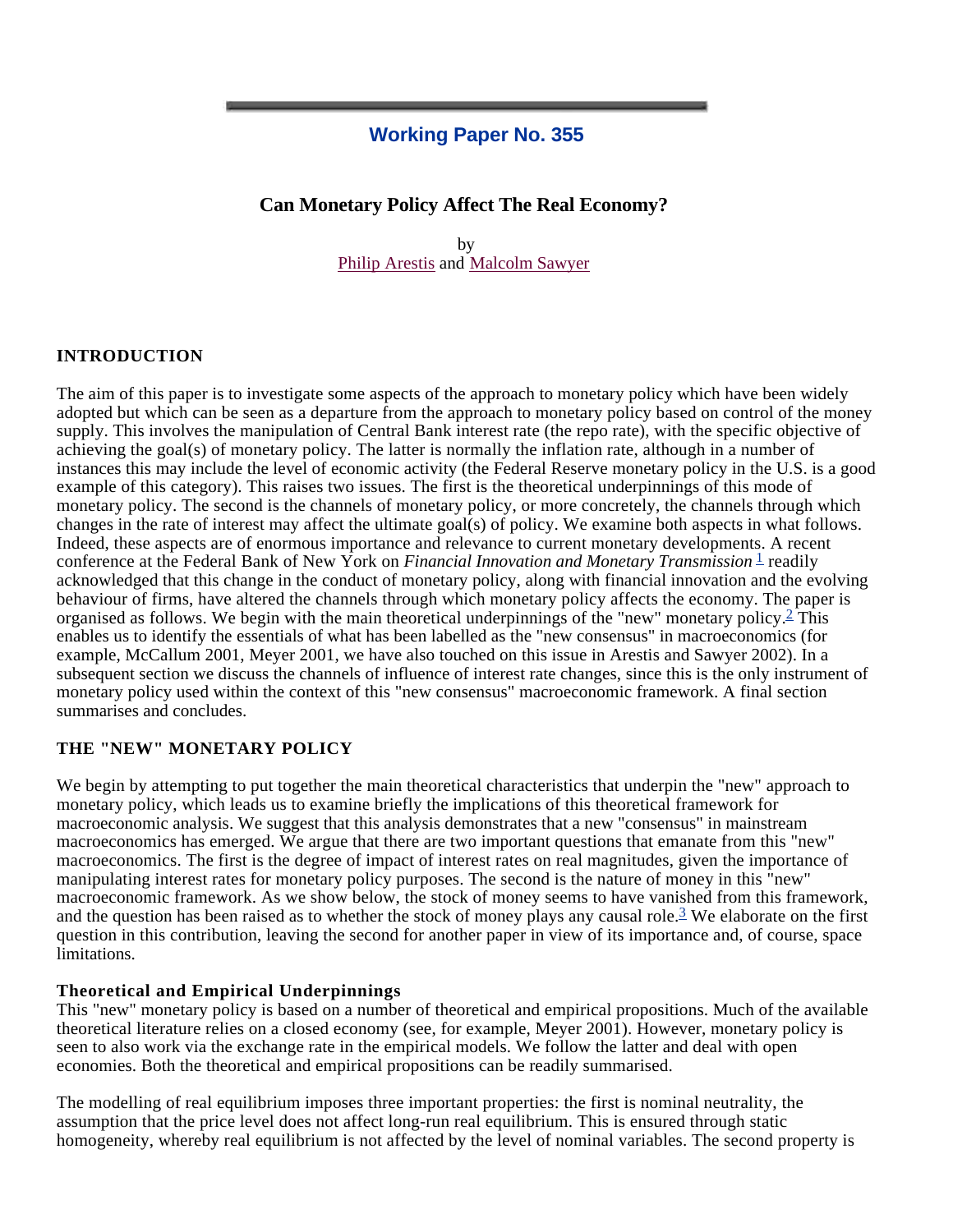## Working Paper No. 355

# Can Monetary Policy Affect The Real Economy?

by
Philip Arestis and Malcolm Sawyer

## INTRODUCTION

The aim of this paper is to investigate some aspects of the approach to monetary policy which have been widely adopted but which can be seen as a departure from the approach to monetary policy based on control of the money supply. This involves the manipulation of Central Bank interest rate (the repo rate), with the specific objective of achieving the goal(s) of monetary policy. The latter is normally the inflation rate, although in a number of instances this may include the level of economic activity (the Federal Reserve monetary policy in the U.S. is a good example of this category). This raises two issues. The first is the theoretical underpinnings of this mode of monetary policy. The second is the channels of monetary policy, or more concretely, the channels through which changes in the rate of interest may affect the ultimate goal(s) of policy. We examine both aspects in what follows. Indeed, these aspects are of enormous importance and relevance to current monetary developments. A recent conference at the Federal Bank of New York on *Financial Innovation and Monetary Transmission* [1] readily acknowledged that this change in the conduct of monetary policy, along with financial innovation and the evolving behaviour of firms, have altered the channels through which monetary policy affects the economy. The paper is organised as follows. We begin with the main theoretical underpinnings of the "new" monetary policy.[2] This enables us to identify the essentials of what has been labelled as the "new consensus" in macroeconomics (for example, McCallum 2001, Meyer 2001, we have also touched on this issue in Arestis and Sawyer 2002). In a subsequent section we discuss the channels of influence of interest rate changes, since this is the only instrument of monetary policy used within the context of this "new consensus" macroeconomic framework. A final section summarises and concludes.

## THE "NEW" MONETARY POLICY

We begin by attempting to put together the main theoretical characteristics that underpin the "new" approach to monetary policy, which leads us to examine briefly the implications of this theoretical framework for macroeconomic analysis. We suggest that this analysis demonstrates that a new "consensus" in mainstream macroeconomics has emerged. We argue that there are two important questions that emanate from this "new" macroeconomics. The first is the degree of impact of interest rates on real magnitudes, given the importance of manipulating interest rates for monetary policy purposes. The second is the nature of money in this "new" macroeconomic framework. As we show below, the stock of money seems to have vanished from this framework, and the question has been raised as to whether the stock of money plays any causal role.[3] We elaborate on the first question in this contribution, leaving the second for another paper in view of its importance and, of course, space limitations.

### Theoretical and Empirical Underpinnings

This "new" monetary policy is based on a number of theoretical and empirical propositions. Much of the available theoretical literature relies on a closed economy (see, for example, Meyer 2001). However, monetary policy is seen to also work via the exchange rate in the empirical models. We follow the latter and deal with open economies. Both the theoretical and empirical propositions can be readily summarised.

The modelling of real equilibrium imposes three important properties: the first is nominal neutrality, the assumption that the price level does not affect long-run real equilibrium. This is ensured through static homogeneity, whereby real equilibrium is not affected by the level of nominal variables. The second property is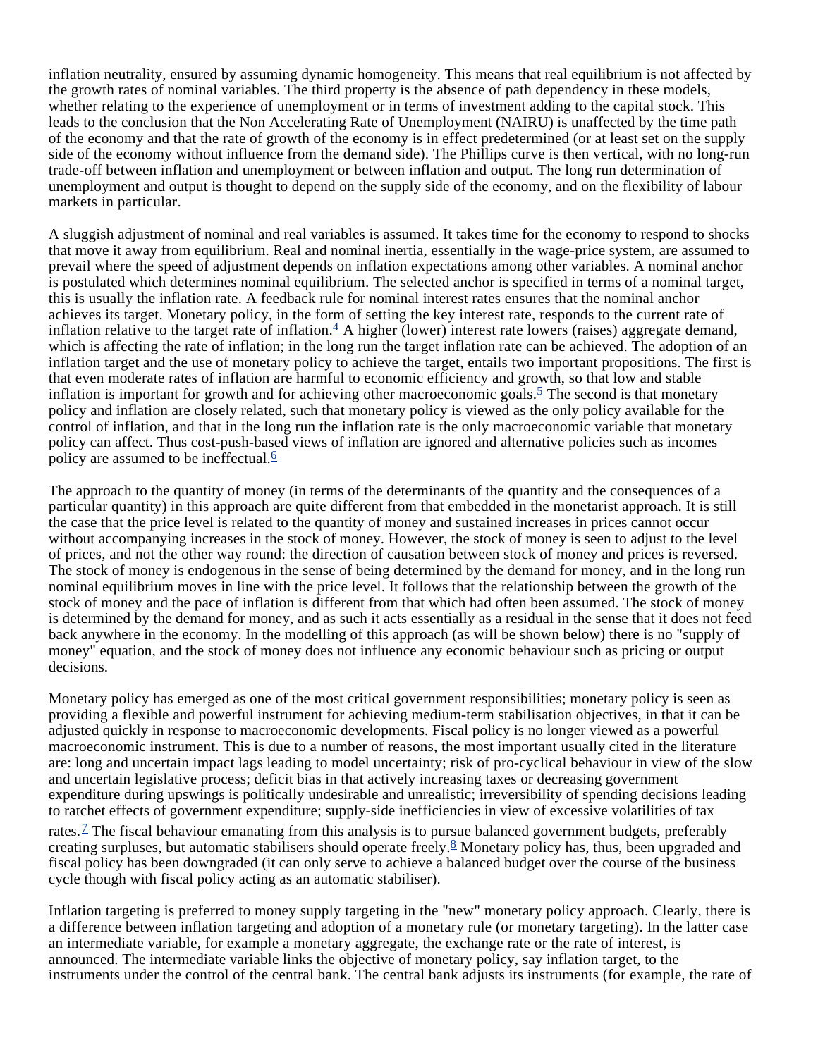inflation neutrality, ensured by assuming dynamic homogeneity. This means that real equilibrium is not affected by the growth rates of nominal variables. The third property is the absence of path dependency in these models, whether relating to the experience of unemployment or in terms of investment adding to the capital stock. This leads to the conclusion that the Non Accelerating Rate of Unemployment (NAIRU) is unaffected by the time path of the economy and that the rate of growth of the economy is in effect predetermined (or at least set on the supply side of the economy without influence from the demand side). The Phillips curve is then vertical, with no long-run trade-off between inflation and unemployment or between inflation and output. The long run determination of unemployment and output is thought to depend on the supply side of the economy, and on the flexibility of labour markets in particular.

A sluggish adjustment of nominal and real variables is assumed. It takes time for the economy to respond to shocks that move it away from equilibrium. Real and nominal inertia, essentially in the wage-price system, are assumed to prevail where the speed of adjustment depends on inflation expectations among other variables. A nominal anchor is postulated which determines nominal equilibrium. The selected anchor is specified in terms of a nominal target, this is usually the inflation rate. A feedback rule for nominal interest rates ensures that the nominal anchor achieves its target. Monetary policy, in the form of setting the key interest rate, responds to the current rate of inflation relative to the target rate of inflation.[4] A higher (lower) interest rate lowers (raises) aggregate demand, which is affecting the rate of inflation; in the long run the target inflation rate can be achieved. The adoption of an inflation target and the use of monetary policy to achieve the target, entails two important propositions. The first is that even moderate rates of inflation are harmful to economic efficiency and growth, so that low and stable inflation is important for growth and for achieving other macroeconomic goals.[5] The second is that monetary policy and inflation are closely related, such that monetary policy is viewed as the only policy available for the control of inflation, and that in the long run the inflation rate is the only macroeconomic variable that monetary policy can affect. Thus cost-push-based views of inflation are ignored and alternative policies such as incomes policy are assumed to be ineffectual.[6]

The approach to the quantity of money (in terms of the determinants of the quantity and the consequences of a particular quantity) in this approach are quite different from that embedded in the monetarist approach. It is still the case that the price level is related to the quantity of money and sustained increases in prices cannot occur without accompanying increases in the stock of money. However, the stock of money is seen to adjust to the level of prices, and not the other way round: the direction of causation between stock of money and prices is reversed. The stock of money is endogenous in the sense of being determined by the demand for money, and in the long run nominal equilibrium moves in line with the price level. It follows that the relationship between the growth of the stock of money and the pace of inflation is different from that which had often been assumed. The stock of money is determined by the demand for money, and as such it acts essentially as a residual in the sense that it does not feed back anywhere in the economy. In the modelling of this approach (as will be shown below) there is no "supply of money" equation, and the stock of money does not influence any economic behaviour such as pricing or output decisions.

Monetary policy has emerged as one of the most critical government responsibilities; monetary policy is seen as providing a flexible and powerful instrument for achieving medium-term stabilisation objectives, in that it can be adjusted quickly in response to macroeconomic developments. Fiscal policy is no longer viewed as a powerful macroeconomic instrument. This is due to a number of reasons, the most important usually cited in the literature are: long and uncertain impact lags leading to model uncertainty; risk of pro-cyclical behaviour in view of the slow and uncertain legislative process; deficit bias in that actively increasing taxes or decreasing government expenditure during upswings is politically undesirable and unrealistic; irreversibility of spending decisions leading to ratchet effects of government expenditure; supply-side inefficiencies in view of excessive volatilities of tax rates.[7] The fiscal behaviour emanating from this analysis is to pursue balanced government budgets, preferably creating surpluses, but automatic stabilisers should operate freely.[8] Monetary policy has, thus, been upgraded and fiscal policy has been downgraded (it can only serve to achieve a balanced budget over the course of the business cycle though with fiscal policy acting as an automatic stabiliser).

Inflation targeting is preferred to money supply targeting in the "new" monetary policy approach. Clearly, there is a difference between inflation targeting and adoption of a monetary rule (or monetary targeting). In the latter case an intermediate variable, for example a monetary aggregate, the exchange rate or the rate of interest, is announced. The intermediate variable links the objective of monetary policy, say inflation target, to the instruments under the control of the central bank. The central bank adjusts its instruments (for example, the rate of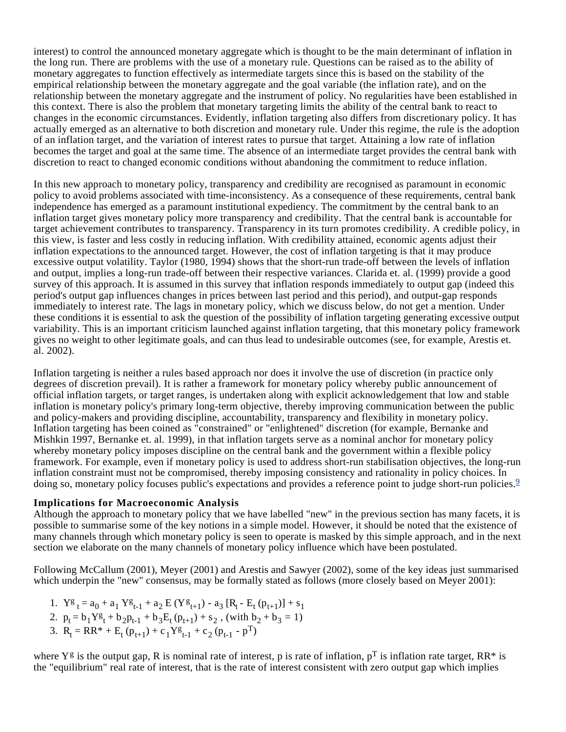interest) to control the announced monetary aggregate which is thought to be the main determinant of inflation in the long run. There are problems with the use of a monetary rule. Questions can be raised as to the ability of monetary aggregates to function effectively as intermediate targets since this is based on the stability of the empirical relationship between the monetary aggregate and the goal variable (the inflation rate), and on the relationship between the monetary aggregate and the instrument of policy. No regularities have been established in this context. There is also the problem that monetary targeting limits the ability of the central bank to react to changes in the economic circumstances. Evidently, inflation targeting also differs from discretionary policy. It has actually emerged as an alternative to both discretion and monetary rule. Under this regime, the rule is the adoption of an inflation target, and the variation of interest rates to pursue that target. Attaining a low rate of inflation becomes the target and goal at the same time. The absence of an intermediate target provides the central bank with discretion to react to changed economic conditions without abandoning the commitment to reduce inflation.

In this new approach to monetary policy, transparency and credibility are recognised as paramount in economic policy to avoid problems associated with time-inconsistency. As a consequence of these requirements, central bank independence has emerged as a paramount institutional expediency. The commitment by the central bank to an inflation target gives monetary policy more transparency and credibility. That the central bank is accountable for target achievement contributes to transparency. Transparency in its turn promotes credibility. A credible policy, in this view, is faster and less costly in reducing inflation. With credibility attained, economic agents adjust their inflation expectations to the announced target. However, the cost of inflation targeting is that it may produce excessive output volatility. Taylor (1980, 1994) shows that the short-run trade-off between the levels of inflation and output, implies a long-run trade-off between their respective variances. Clarida et. al. (1999) provide a good survey of this approach. It is assumed in this survey that inflation responds immediately to output gap (indeed this period's output gap influences changes in prices between last period and this period), and output-gap responds immediately to interest rate. The lags in monetary policy, which we discuss below, do not get a mention. Under these conditions it is essential to ask the question of the possibility of inflation targeting generating excessive output variability. This is an important criticism launched against inflation targeting, that this monetary policy framework gives no weight to other legitimate goals, and can thus lead to undesirable outcomes (see, for example, Arestis et. al. 2002).

Inflation targeting is neither a rules based approach nor does it involve the use of discretion (in practice only degrees of discretion prevail). It is rather a framework for monetary policy whereby public announcement of official inflation targets, or target ranges, is undertaken along with explicit acknowledgement that low and stable inflation is monetary policy's primary long-term objective, thereby improving communication between the public and policy-makers and providing discipline, accountability, transparency and flexibility in monetary policy. Inflation targeting has been coined as "constrained" or "enlightened" discretion (for example, Bernanke and Mishkin 1997, Bernanke et. al. 1999), in that inflation targets serve as a nominal anchor for monetary policy whereby monetary policy imposes discipline on the central bank and the government within a flexible policy framework. For example, even if monetary policy is used to address short-run stabilisation objectives, the long-run inflation constraint must not be compromised, thereby imposing consistency and rationality in policy choices. In doing so, monetary policy focuses public's expectations and provides a reference point to judge short-run policies.[9]

### Implications for Macroeconomic Analysis

Although the approach to monetary policy that we have labelled "new" in the previous section has many facets, it is possible to summarise some of the key notions in a simple model. However, it should be noted that the existence of many channels through which monetary policy is seen to operate is masked by this simple approach, and in the next section we elaborate on the many channels of monetary policy influence which have been postulated.

Following McCallum (2001), Meyer (2001) and Arestis and Sawyer (2002), some of the key ideas just summarised which underpin the "new" consensus, may be formally stated as follows (more closely based on Meyer 2001):

1. $Y^g{}_t = a_0 + a_1 Y^g{}_{t-1} + a_2 E(Y^g{}_{t+1}) - a_3 [R_t - E_t(p_{t+1})] + s_1$
2. $p_t = b_1 Y^g{}_t + b_2 p_{t-1} + b_3 E_t(p_{t+1}) + s_2$ , (with $b_2 + b_3 = 1$)
3. $R_t = RR^* + E_t(p_{t+1}) + c_1 Y^g{}_{t-1} + c_2(p_{t-1} - p^T)$

where $Y^g$ is the output gap, R is nominal rate of interest, p is rate of inflation, $p^T$ is inflation rate target, $RR^*$ is the "equilibrium" real rate of interest, that is the rate of interest consistent with zero output gap which implies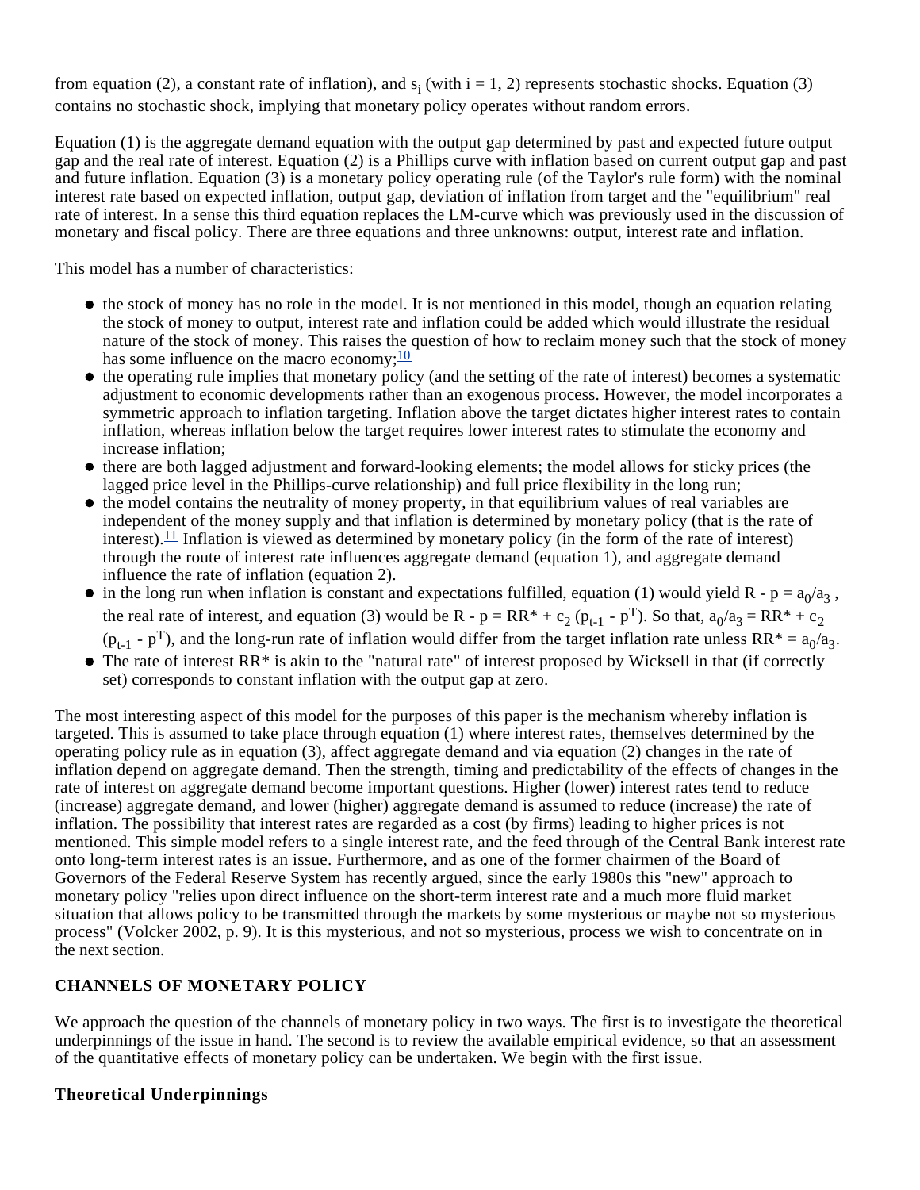from equation (2), a constant rate of inflation), and $s_i$ (with i = 1, 2) represents stochastic shocks. Equation (3) contains no stochastic shock, implying that monetary policy operates without random errors.

Equation (1) is the aggregate demand equation with the output gap determined by past and expected future output gap and the real rate of interest. Equation (2) is a Phillips curve with inflation based on current output gap and past and future inflation. Equation (3) is a monetary policy operating rule (of the Taylor's rule form) with the nominal interest rate based on expected inflation, output gap, deviation of inflation from target and the "equilibrium" real rate of interest. In a sense this third equation replaces the LM-curve which was previously used in the discussion of monetary and fiscal policy. There are three equations and three unknowns: output, interest rate and inflation.

This model has a number of characteristics:

- the stock of money has no role in the model. It is not mentioned in this model, though an equation relating the stock of money to output, interest rate and inflation could be added which would illustrate the residual nature of the stock of money. This raises the question of how to reclaim money such that the stock of money has some influence on the macro economy;[10]
- the operating rule implies that monetary policy (and the setting of the rate of interest) becomes a systematic adjustment to economic developments rather than an exogenous process. However, the model incorporates a symmetric approach to inflation targeting. Inflation above the target dictates higher interest rates to contain inflation, whereas inflation below the target requires lower interest rates to stimulate the economy and increase inflation;
- there are both lagged adjustment and forward-looking elements; the model allows for sticky prices (the lagged price level in the Phillips-curve relationship) and full price flexibility in the long run;
- the model contains the neutrality of money property, in that equilibrium values of real variables are independent of the money supply and that inflation is determined by monetary policy (that is the rate of interest).[11] Inflation is viewed as determined by monetary policy (in the form of the rate of interest) through the route of interest rate influences aggregate demand (in equation 1), and aggregate demand influence the rate of inflation (equation 2).
- in the long run when inflation is constant and expectations fulfilled, equation (1) would yield $R - p = a_0/a_3$, the real rate of interest, and equation (3) would be $R - p = RR^* + c_2 (p_{t-1} - p^T)$. So that, $a_0/a_3 = RR^* + c_2 (p_{t-1} - p^T)$, and the long-run rate of inflation would differ from the target inflation rate unless $RR^* = a_0/a_3$.
- The rate of interest $RR^*$ is akin to the "natural rate" of interest proposed by Wicksell in that (if correctly set) corresponds to constant inflation with the output gap at zero.

The most interesting aspect of this model for the purposes of this paper is the mechanism whereby inflation is targeted. This is assumed to take place through equation (1) where interest rates, themselves determined by the operating policy rule as in equation (3), affect aggregate demand and via equation (2) changes in the rate of inflation depend on aggregate demand. Then the strength, timing and predictability of the effects of changes in the rate of interest on aggregate demand become important questions. Higher (lower) interest rates tend to reduce (increase) aggregate demand, and lower (higher) aggregate demand is assumed to reduce (increase) the rate of inflation. The possibility that interest rates are regarded as a cost (by firms) leading to higher prices is not mentioned. This simple model refers to a single interest rate, and the feed through of the Central Bank interest rate onto long-term interest rates is an issue. Furthermore, and as one of the former chairmen of the Board of Governors of the Federal Reserve System has recently argued, since the early 1980s this "new" approach to monetary policy "relies upon direct influence on the short-term interest rate and a much more fluid market situation that allows policy to be transmitted through the markets by some mysterious or maybe not so mysterious process" (Volcker 2002, p. 9). It is this mysterious, and not so mysterious, process we wish to concentrate on in the next section.

## CHANNELS OF MONETARY POLICY

We approach the question of the channels of monetary policy in two ways. The first is to investigate the theoretical underpinnings of the issue in hand. The second is to review the available empirical evidence, so that an assessment of the quantitative effects of monetary policy can be undertaken. We begin with the first issue.

### Theoretical Underpinnings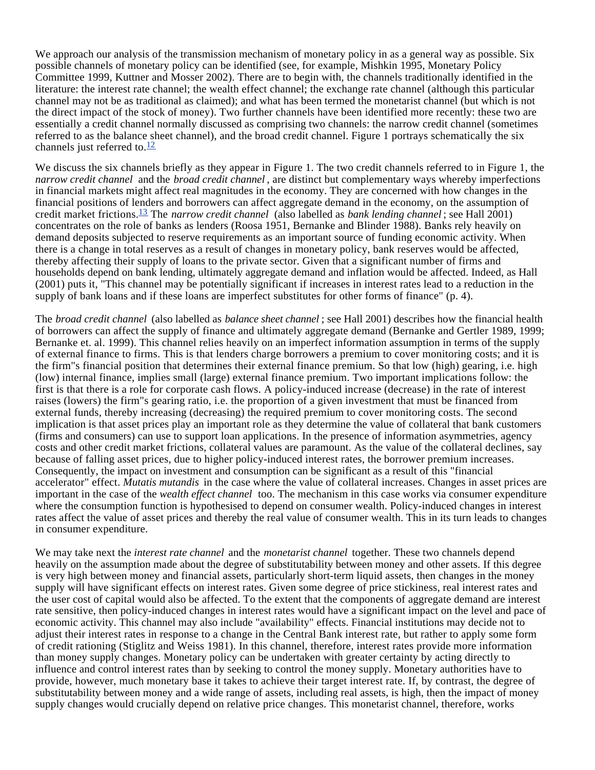We approach our analysis of the transmission mechanism of monetary policy in as a general way as possible. Six possible channels of monetary policy can be identified (see, for example, Mishkin 1995, Monetary Policy Committee 1999, Kuttner and Mosser 2002). There are to begin with, the channels traditionally identified in the literature: the interest rate channel; the wealth effect channel; the exchange rate channel (although this particular channel may not be as traditional as claimed); and what has been termed the monetarist channel (but which is not the direct impact of the stock of money). Two further channels have been identified more recently: these two are essentially a credit channel normally discussed as comprising two channels: the narrow credit channel (sometimes referred to as the balance sheet channel), and the broad credit channel. Figure 1 portrays schematically the six channels just referred to.[12]

We discuss the six channels briefly as they appear in Figure 1. The two credit channels referred to in Figure 1, the *narrow credit channel* and the *broad credit channel*, are distinct but complementary ways whereby imperfections in financial markets might affect real magnitudes in the economy. They are concerned with how changes in the financial positions of lenders and borrowers can affect aggregate demand in the economy, on the assumption of credit market frictions.[13] The *narrow credit channel* (also labelled as *bank lending channel*; see Hall 2001) concentrates on the role of banks as lenders (Roosa 1951, Bernanke and Blinder 1988). Banks rely heavily on demand deposits subjected to reserve requirements as an important source of funding economic activity. When there is a change in total reserves as a result of changes in monetary policy, bank reserves would be affected, thereby affecting their supply of loans to the private sector. Given that a significant number of firms and households depend on bank lending, ultimately aggregate demand and inflation would be affected. Indeed, as Hall (2001) puts it, "This channel may be potentially significant if increases in interest rates lead to a reduction in the supply of bank loans and if these loans are imperfect substitutes for other forms of finance" (p. 4).

The *broad credit channel* (also labelled as *balance sheet channel*; see Hall 2001) describes how the financial health of borrowers can affect the supply of finance and ultimately aggregate demand (Bernanke and Gertler 1989, 1999; Bernanke et. al. 1999). This channel relies heavily on an imperfect information assumption in terms of the supply of external finance to firms. This is that lenders charge borrowers a premium to cover monitoring costs; and it is the firm"s financial position that determines their external finance premium. So that low (high) gearing, i.e. high (low) internal finance, implies small (large) external finance premium. Two important implications follow: the first is that there is a role for corporate cash flows. A policy-induced increase (decrease) in the rate of interest raises (lowers) the firm"s gearing ratio, i.e. the proportion of a given investment that must be financed from external funds, thereby increasing (decreasing) the required premium to cover monitoring costs. The second implication is that asset prices play an important role as they determine the value of collateral that bank customers (firms and consumers) can use to support loan applications. In the presence of information asymmetries, agency costs and other credit market frictions, collateral values are paramount. As the value of the collateral declines, say because of falling asset prices, due to higher policy-induced interest rates, the borrower premium increases. Consequently, the impact on investment and consumption can be significant as a result of this "financial accelerator" effect. *Mutatis mutandis* in the case where the value of collateral increases. Changes in asset prices are important in the case of the *wealth effect channel* too. The mechanism in this case works via consumer expenditure where the consumption function is hypothesised to depend on consumer wealth. Policy-induced changes in interest rates affect the value of asset prices and thereby the real value of consumer wealth. This in its turn leads to changes in consumer expenditure.

We may take next the *interest rate channel* and the *monetarist channel* together. These two channels depend heavily on the assumption made about the degree of substitutability between money and other assets. If this degree is very high between money and financial assets, particularly short-term liquid assets, then changes in the money supply will have significant effects on interest rates. Given some degree of price stickiness, real interest rates and the user cost of capital would also be affected. To the extent that the components of aggregate demand are interest rate sensitive, then policy-induced changes in interest rates would have a significant impact on the level and pace of economic activity. This channel may also include "availability" effects. Financial institutions may decide not to adjust their interest rates in response to a change in the Central Bank interest rate, but rather to apply some form of credit rationing (Stiglitz and Weiss 1981). In this channel, therefore, interest rates provide more information than money supply changes. Monetary policy can be undertaken with greater certainty by acting directly to influence and control interest rates than by seeking to control the money supply. Monetary authorities have to provide, however, much monetary base it takes to achieve their target interest rate. If, by contrast, the degree of substitutability between money and a wide range of assets, including real assets, is high, then the impact of money supply changes would crucially depend on relative price changes. This monetarist channel, therefore, works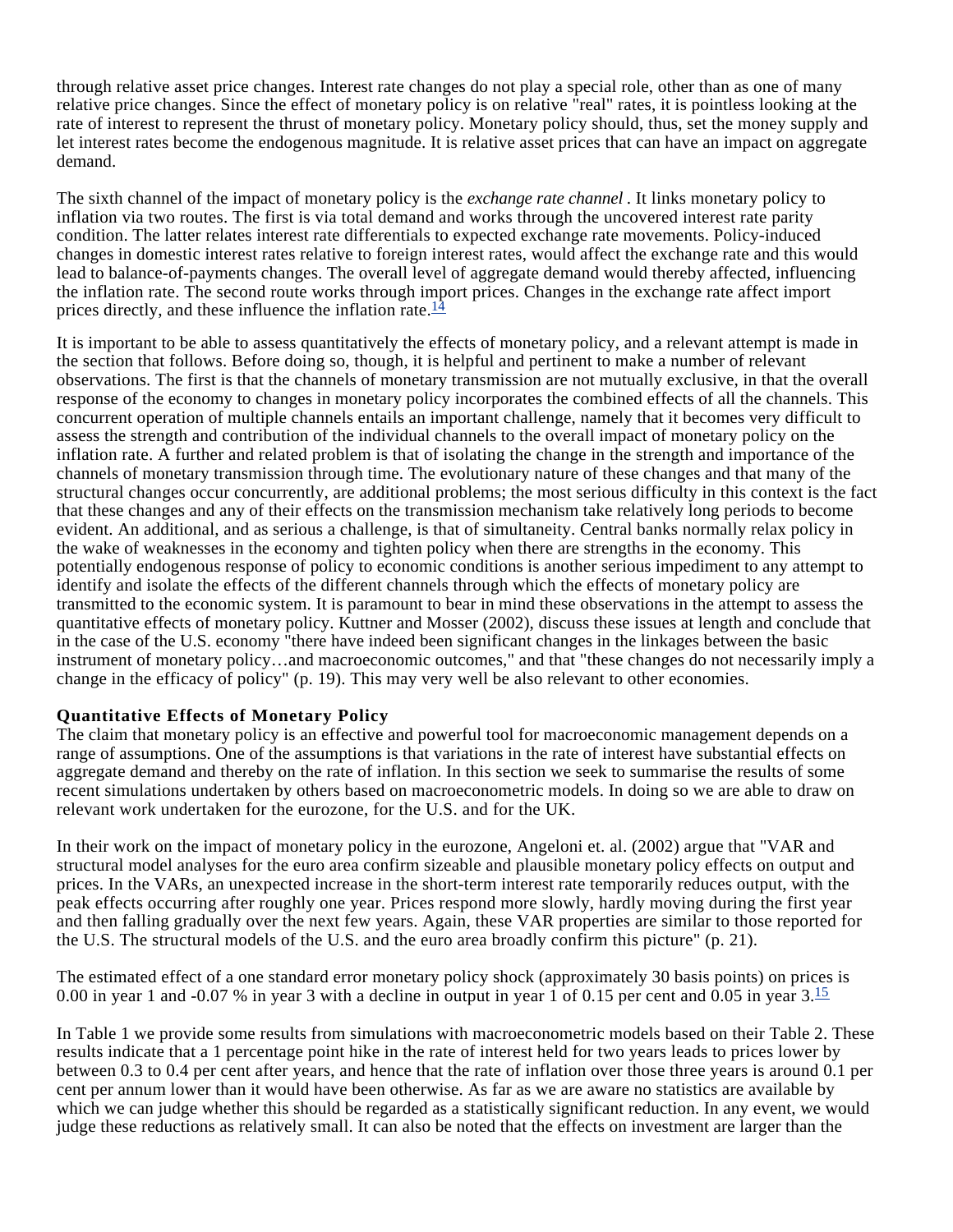through relative asset price changes. Interest rate changes do not play a special role, other than as one of many relative price changes. Since the effect of monetary policy is on relative "real" rates, it is pointless looking at the rate of interest to represent the thrust of monetary policy. Monetary policy should, thus, set the money supply and let interest rates become the endogenous magnitude. It is relative asset prices that can have an impact on aggregate demand.

The sixth channel of the impact of monetary policy is the *exchange rate channel* . It links monetary policy to inflation via two routes. The first is via total demand and works through the uncovered interest rate parity condition. The latter relates interest rate differentials to expected exchange rate movements. Policy-induced changes in domestic interest rates relative to foreign interest rates, would affect the exchange rate and this would lead to balance-of-payments changes. The overall level of aggregate demand would thereby affected, influencing the inflation rate. The second route works through import prices. Changes in the exchange rate affect import prices directly, and these influence the inflation rate.[14]

It is important to be able to assess quantitatively the effects of monetary policy, and a relevant attempt is made in the section that follows. Before doing so, though, it is helpful and pertinent to make a number of relevant observations. The first is that the channels of monetary transmission are not mutually exclusive, in that the overall response of the economy to changes in monetary policy incorporates the combined effects of all the channels. This concurrent operation of multiple channels entails an important challenge, namely that it becomes very difficult to assess the strength and contribution of the individual channels to the overall impact of monetary policy on the inflation rate. A further and related problem is that of isolating the change in the strength and importance of the channels of monetary transmission through time. The evolutionary nature of these changes and that many of the structural changes occur concurrently, are additional problems; the most serious difficulty in this context is the fact that these changes and any of their effects on the transmission mechanism take relatively long periods to become evident. An additional, and as serious a challenge, is that of simultaneity. Central banks normally relax policy in the wake of weaknesses in the economy and tighten policy when there are strengths in the economy. This potentially endogenous response of policy to economic conditions is another serious impediment to any attempt to identify and isolate the effects of the different channels through which the effects of monetary policy are transmitted to the economic system. It is paramount to bear in mind these observations in the attempt to assess the quantitative effects of monetary policy. Kuttner and Mosser (2002), discuss these issues at length and conclude that in the case of the U.S. economy "there have indeed been significant changes in the linkages between the basic instrument of monetary policy…and macroeconomic outcomes," and that "these changes do not necessarily imply a change in the efficacy of policy" (p. 19). This may very well be also relevant to other economies.

**Quantitative Effects of Monetary Policy**

The claim that monetary policy is an effective and powerful tool for macroeconomic management depends on a range of assumptions. One of the assumptions is that variations in the rate of interest have substantial effects on aggregate demand and thereby on the rate of inflation. In this section we seek to summarise the results of some recent simulations undertaken by others based on macroeconometric models. In doing so we are able to draw on relevant work undertaken for the eurozone, for the U.S. and for the UK.

In their work on the impact of monetary policy in the eurozone, Angeloni et. al. (2002) argue that "VAR and structural model analyses for the euro area confirm sizeable and plausible monetary policy effects on output and prices. In the VARs, an unexpected increase in the short-term interest rate temporarily reduces output, with the peak effects occurring after roughly one year. Prices respond more slowly, hardly moving during the first year and then falling gradually over the next few years. Again, these VAR properties are similar to those reported for the U.S. The structural models of the U.S. and the euro area broadly confirm this picture" (p. 21).

The estimated effect of a one standard error monetary policy shock (approximately 30 basis points) on prices is 0.00 in year 1 and -0.07 % in year 3 with a decline in output in year 1 of 0.15 per cent and 0.05 in year 3.[15]

In Table 1 we provide some results from simulations with macroeconometric models based on their Table 2. These results indicate that a 1 percentage point hike in the rate of interest held for two years leads to prices lower by between 0.3 to 0.4 per cent after years, and hence that the rate of inflation over those three years is around 0.1 per cent per annum lower than it would have been otherwise. As far as we are aware no statistics are available by which we can judge whether this should be regarded as a statistically significant reduction. In any event, we would judge these reductions as relatively small. It can also be noted that the effects on investment are larger than the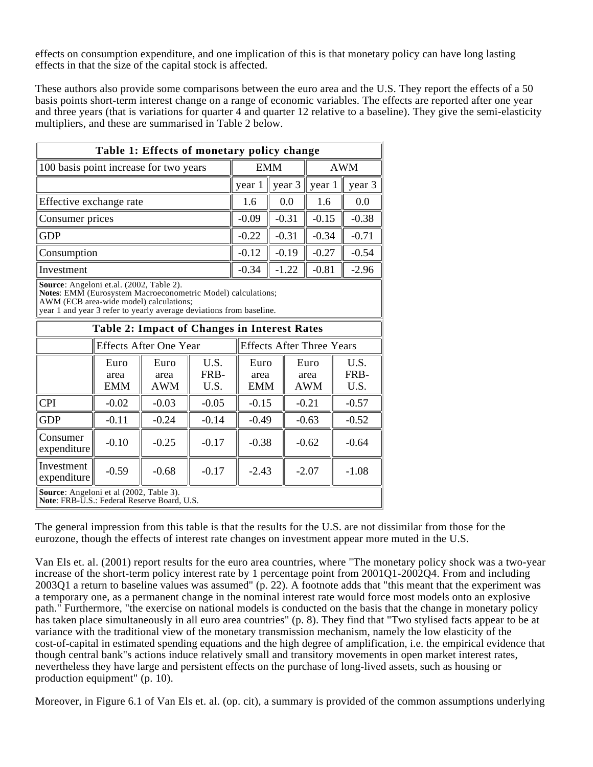effects on consumption expenditure, and one implication of this is that monetary policy can have long lasting effects in that the size of the capital stock is affected.

These authors also provide some comparisons between the euro area and the U.S. They report the effects of a 50 basis points short-term interest change on a range of economic variables. The effects are reported after one year and three years (that is variations for quarter 4 and quarter 12 relative to a baseline). They give the semi-elasticity multipliers, and these are summarised in Table 2 below.

**Table 1: Effects of monetary policy change**

| 100 basis point increase for two years | EMM | | AWM | |
|---|---|---|---|---|
| | year 1 | year 3 | year 1 | year 3 |
| Effective exchange rate | 1.6 | 0.0 | 1.6 | 0.0 |
| Consumer prices | -0.09 | -0.31 | -0.15 | -0.38 |
| GDP | -0.22 | -0.31 | -0.34 | -0.71 |
| Consumption | -0.12 | -0.19 | -0.27 | -0.54 |
| Investment | -0.34 | -1.22 | -0.81 | -2.96 |

**Source**: Angeloni et.al. (2002, Table 2).
**Notes**: EMM (Eurosystem Macroeconometric Model) calculations;
AWM (ECB area-wide model) calculations;
year 1 and year 3 refer to yearly average deviations from baseline.

**Table 2: Impact of Changes in Interest Rates**

| | Effects After One Year | | | Effects After Three Years | | |
|---|---|---|---|---|---|---|
| | Euro area EMM | Euro area AWM | U.S. FRB-U.S. | Euro area EMM | Euro area AWM | U.S. FRB-U.S. |
| CPI | -0.02 | -0.03 | -0.05 | -0.15 | -0.21 | -0.57 |
| GDP | -0.11 | -0.24 | -0.14 | -0.49 | -0.63 | -0.52 |
| Consumer expenditure | -0.10 | -0.25 | -0.17 | -0.38 | -0.62 | -0.64 |
| Investment expenditure | -0.59 | -0.68 | -0.17 | -2.43 | -2.07 | -1.08 |

**Source**: Angeloni et al (2002, Table 3).
**Note**: FRB-U.S.: Federal Reserve Board, U.S.

The general impression from this table is that the results for the U.S. are not dissimilar from those for the eurozone, though the effects of interest rate changes on investment appear more muted in the U.S.

Van Els et. al. (2001) report results for the euro area countries, where "The monetary policy shock was a two-year increase of the short-term policy interest rate by 1 percentage point from 2001Q1-2002Q4. From and including 2003Q1 a return to baseline values was assumed" (p. 22). A footnote adds that "this meant that the experiment was a temporary one, as a permanent change in the nominal interest rate would force most models onto an explosive path." Furthermore, "the exercise on national models is conducted on the basis that the change in monetary policy has taken place simultaneously in all euro area countries" (p. 8). They find that "Two stylised facts appear to be at variance with the traditional view of the monetary transmission mechanism, namely the low elasticity of the cost-of-capital in estimated spending equations and the high degree of amplification, i.e. the empirical evidence that though central bank"s actions induce relatively small and transitory movements in open market interest rates, nevertheless they have large and persistent effects on the purchase of long-lived assets, such as housing or production equipment" (p. 10).

Moreover, in Figure 6.1 of Van Els et. al. (op. cit), a summary is provided of the common assumptions underlying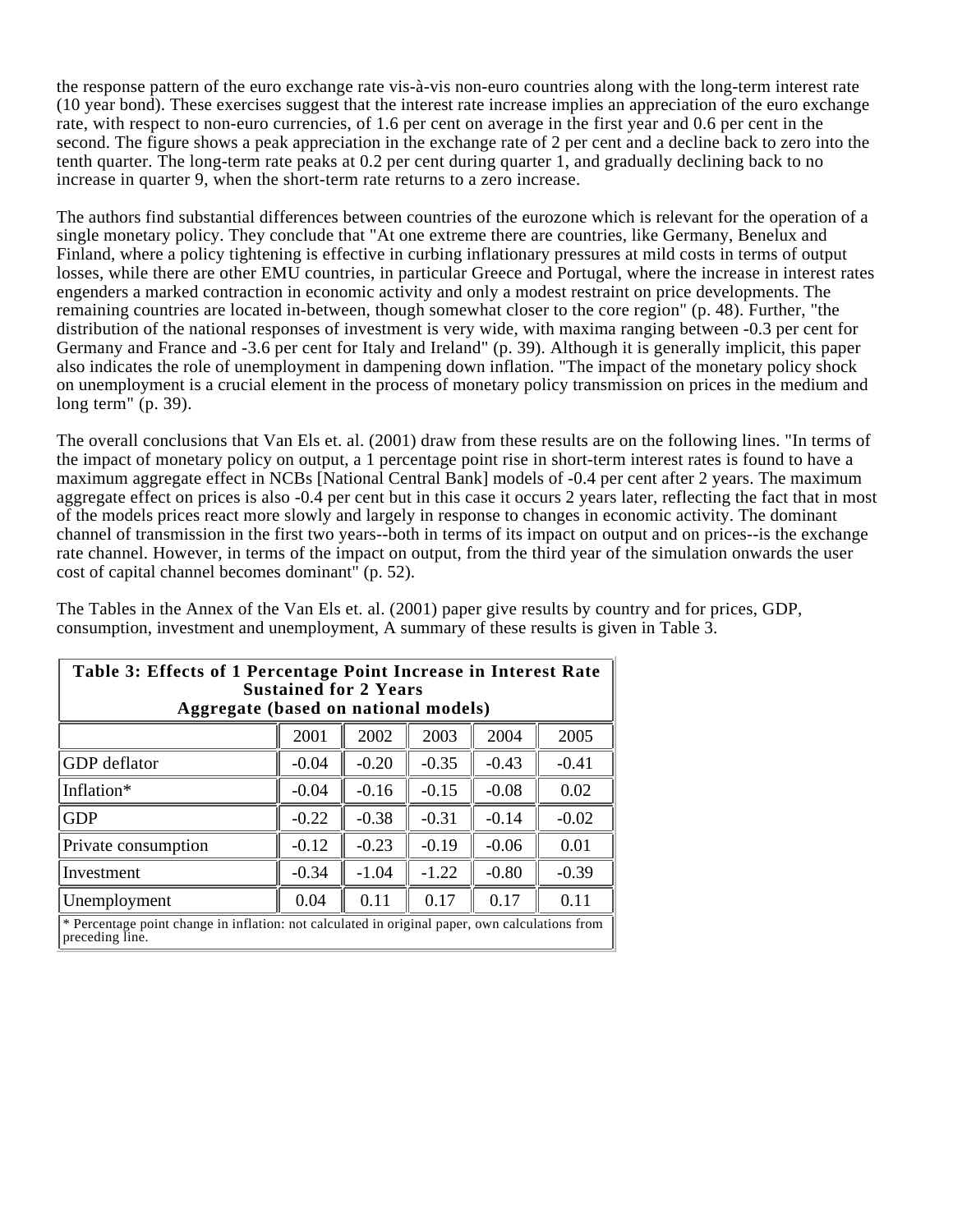the response pattern of the euro exchange rate vis-à-vis non-euro countries along with the long-term interest rate (10 year bond). These exercises suggest that the interest rate increase implies an appreciation of the euro exchange rate, with respect to non-euro currencies, of 1.6 per cent on average in the first year and 0.6 per cent in the second. The figure shows a peak appreciation in the exchange rate of 2 per cent and a decline back to zero into the tenth quarter. The long-term rate peaks at 0.2 per cent during quarter 1, and gradually declining back to no increase in quarter 9, when the short-term rate returns to a zero increase.

The authors find substantial differences between countries of the eurozone which is relevant for the operation of a single monetary policy. They conclude that "At one extreme there are countries, like Germany, Benelux and Finland, where a policy tightening is effective in curbing inflationary pressures at mild costs in terms of output losses, while there are other EMU countries, in particular Greece and Portugal, where the increase in interest rates engenders a marked contraction in economic activity and only a modest restraint on price developments. The remaining countries are located in-between, though somewhat closer to the core region" (p. 48). Further, "the distribution of the national responses of investment is very wide, with maxima ranging between -0.3 per cent for Germany and France and -3.6 per cent for Italy and Ireland" (p. 39). Although it is generally implicit, this paper also indicates the role of unemployment in dampening down inflation. "The impact of the monetary policy shock on unemployment is a crucial element in the process of monetary policy transmission on prices in the medium and long term" (p. 39).

The overall conclusions that Van Els et. al. (2001) draw from these results are on the following lines. "In terms of the impact of monetary policy on output, a 1 percentage point rise in short-term interest rates is found to have a maximum aggregate effect in NCBs [National Central Bank] models of -0.4 per cent after 2 years. The maximum aggregate effect on prices is also -0.4 per cent but in this case it occurs 2 years later, reflecting the fact that in most of the models prices react more slowly and largely in response to changes in economic activity. The dominant channel of transmission in the first two years--both in terms of its impact on output and on prices--is the exchange rate channel. However, in terms of the impact on output, from the third year of the simulation onwards the user cost of capital channel becomes dominant" (p. 52).

The Tables in the Annex of the Van Els et. al. (2001) paper give results by country and for prices, GDP, consumption, investment and unemployment, A summary of these results is given in Table 3.

**Table 3: Effects of 1 Percentage Point Increase in Interest Rate Sustained for 2 Years**
**Aggregate (based on national models)**

| | 2001 | 2002 | 2003 | 2004 | 2005 |
|---|---|---|---|---|---|
| GDP deflator | -0.04 | -0.20 | -0.35 | -0.43 | -0.41 |
| Inflation* | -0.04 | -0.16 | -0.15 | -0.08 | 0.02 |
| GDP | -0.22 | -0.38 | -0.31 | -0.14 | -0.02 |
| Private consumption | -0.12 | -0.23 | -0.19 | -0.06 | 0.01 |
| Investment | -0.34 | -1.04 | -1.22 | -0.80 | -0.39 |
| Unemployment | 0.04 | 0.11 | 0.17 | 0.17 | 0.11 |

* Percentage point change in inflation: not calculated in original paper, own calculations from preceding line.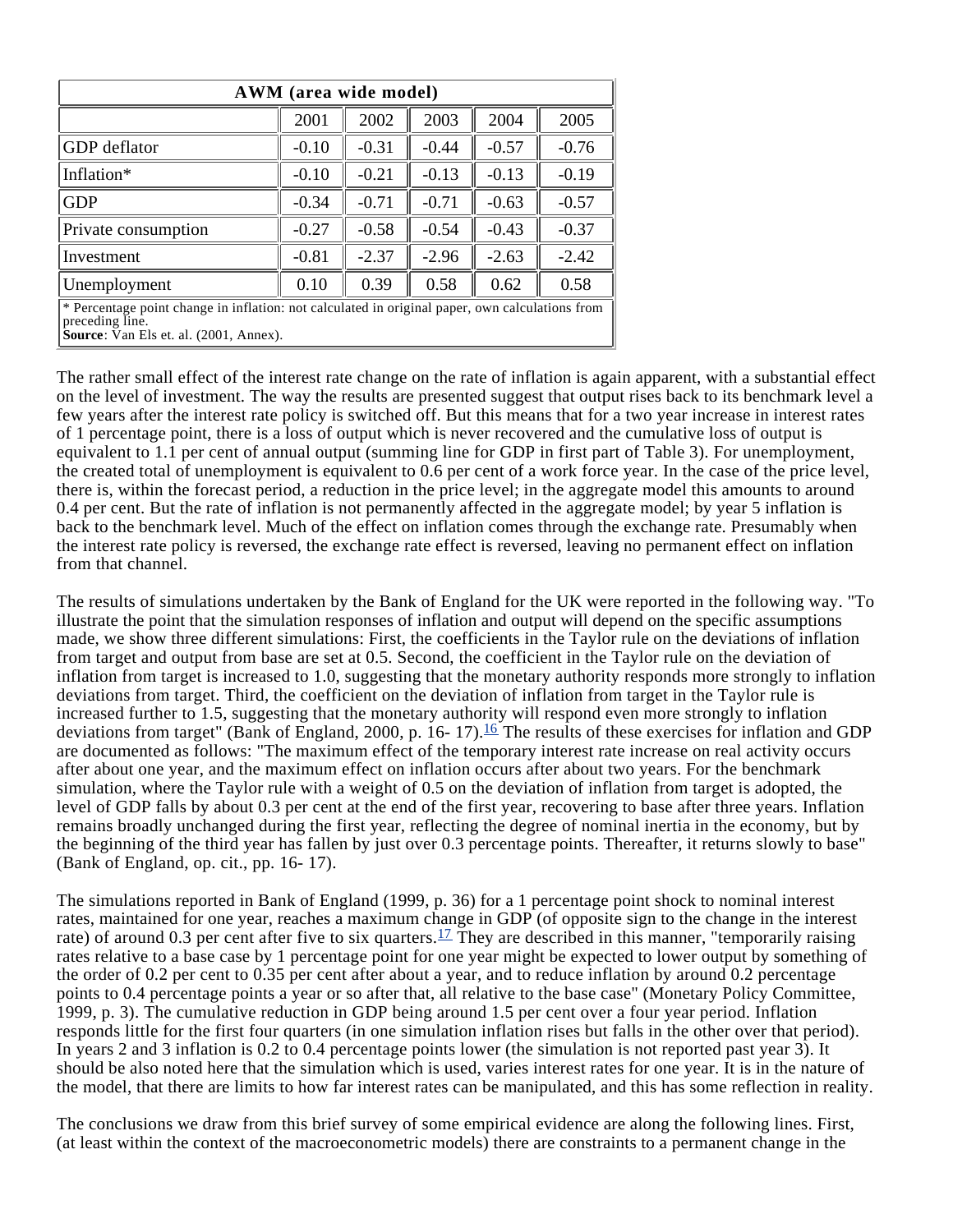| AWM (area wide model) | | | | | |
|---|---|---|---|---|---|
| | 2001 | 2002 | 2003 | 2004 | 2005 |
| GDP deflator | -0.10 | -0.31 | -0.44 | -0.57 | -0.76 |
| Inflation* | -0.10 | -0.21 | -0.13 | -0.13 | -0.19 |
| GDP | -0.34 | -0.71 | -0.71 | -0.63 | -0.57 |
| Private consumption | -0.27 | -0.58 | -0.54 | -0.43 | -0.37 |
| Investment | -0.81 | -2.37 | -2.96 | -2.63 | -2.42 |
| Unemployment | 0.10 | 0.39 | 0.58 | 0.62 | 0.58 |

\* Percentage point change in inflation: not calculated in original paper, own calculations from preceding line.
**Source**: Van Els et. al. (2001, Annex).

The rather small effect of the interest rate change on the rate of inflation is again apparent, with a substantial effect on the level of investment. The way the results are presented suggest that output rises back to its benchmark level a few years after the interest rate policy is switched off. But this means that for a two year increase in interest rates of 1 percentage point, there is a loss of output which is never recovered and the cumulative loss of output is equivalent to 1.1 per cent of annual output (summing line for GDP in first part of Table 3). For unemployment, the created total of unemployment is equivalent to 0.6 per cent of a work force year. In the case of the price level, there is, within the forecast period, a reduction in the price level; in the aggregate model this amounts to around 0.4 per cent. But the rate of inflation is not permanently affected in the aggregate model; by year 5 inflation is back to the benchmark level. Much of the effect on inflation comes through the exchange rate. Presumably when the interest rate policy is reversed, the exchange rate effect is reversed, leaving no permanent effect on inflation from that channel.

The results of simulations undertaken by the Bank of England for the UK were reported in the following way. "To illustrate the point that the simulation responses of inflation and output will depend on the specific assumptions made, we show three different simulations: First, the coefficients in the Taylor rule on the deviations of inflation from target and output from base are set at 0.5. Second, the coefficient in the Taylor rule on the deviation of inflation from target is increased to 1.0, suggesting that the monetary authority responds more strongly to inflation deviations from target. Third, the coefficient on the deviation of inflation from target in the Taylor rule is increased further to 1.5, suggesting that the monetary authority will respond even more strongly to inflation deviations from target" (Bank of England, 2000, p. 16- 17).[16] The results of these exercises for inflation and GDP are documented as follows: "The maximum effect of the temporary interest rate increase on real activity occurs after about one year, and the maximum effect on inflation occurs after about two years. For the benchmark simulation, where the Taylor rule with a weight of 0.5 on the deviation of inflation from target is adopted, the level of GDP falls by about 0.3 per cent at the end of the first year, recovering to base after three years. Inflation remains broadly unchanged during the first year, reflecting the degree of nominal inertia in the economy, but by the beginning of the third year has fallen by just over 0.3 percentage points. Thereafter, it returns slowly to base" (Bank of England, op. cit., pp. 16- 17).

The simulations reported in Bank of England (1999, p. 36) for a 1 percentage point shock to nominal interest rates, maintained for one year, reaches a maximum change in GDP (of opposite sign to the change in the interest rate) of around 0.3 per cent after five to six quarters.[17] They are described in this manner, "temporarily raising rates relative to a base case by 1 percentage point for one year might be expected to lower output by something of the order of 0.2 per cent to 0.35 per cent after about a year, and to reduce inflation by around 0.2 percentage points to 0.4 percentage points a year or so after that, all relative to the base case" (Monetary Policy Committee, 1999, p. 3). The cumulative reduction in GDP being around 1.5 per cent over a four year period. Inflation responds little for the first four quarters (in one simulation inflation rises but falls in the other over that period). In years 2 and 3 inflation is 0.2 to 0.4 percentage points lower (the simulation is not reported past year 3). It should be also noted here that the simulation which is used, varies interest rates for one year. It is in the nature of the model, that there are limits to how far interest rates can be manipulated, and this has some reflection in reality.

The conclusions we draw from this brief survey of some empirical evidence are along the following lines. First, (at least within the context of the macroeconometric models) there are constraints to a permanent change in the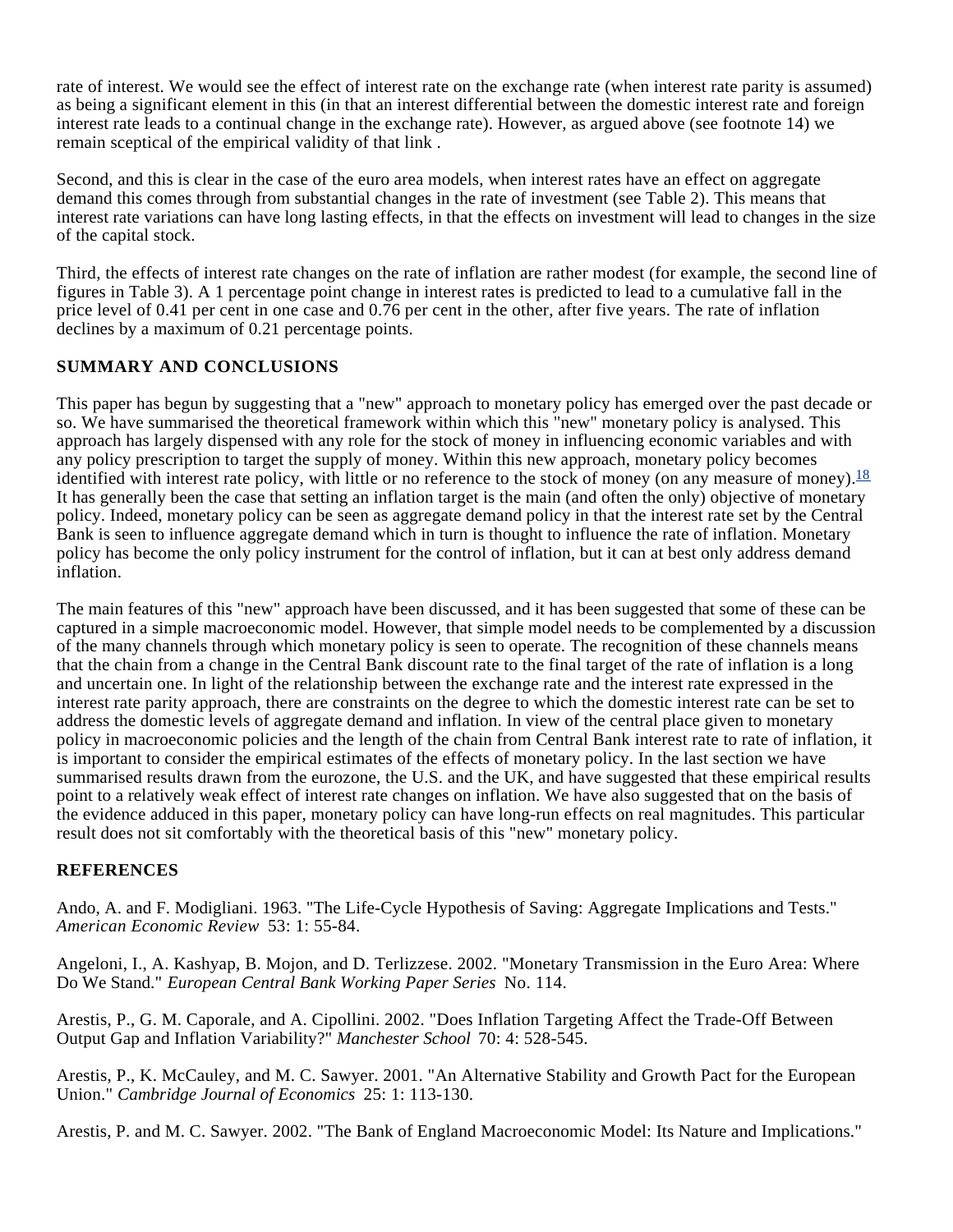rate of interest. We would see the effect of interest rate on the exchange rate (when interest rate parity is assumed) as being a significant element in this (in that an interest differential between the domestic interest rate and foreign interest rate leads to a continual change in the exchange rate). However, as argued above (see footnote 14) we remain sceptical of the empirical validity of that link .

Second, and this is clear in the case of the euro area models, when interest rates have an effect on aggregate demand this comes through from substantial changes in the rate of investment (see Table 2). This means that interest rate variations can have long lasting effects, in that the effects on investment will lead to changes in the size of the capital stock.

Third, the effects of interest rate changes on the rate of inflation are rather modest (for example, the second line of figures in Table 3). A 1 percentage point change in interest rates is predicted to lead to a cumulative fall in the price level of 0.41 per cent in one case and 0.76 per cent in the other, after five years. The rate of inflation declines by a maximum of 0.21 percentage points.

## SUMMARY AND CONCLUSIONS

This paper has begun by suggesting that a "new" approach to monetary policy has emerged over the past decade or so. We have summarised the theoretical framework within which this "new" monetary policy is analysed. This approach has largely dispensed with any role for the stock of money in influencing economic variables and with any policy prescription to target the supply of money. Within this new approach, monetary policy becomes identified with interest rate policy, with little or no reference to the stock of money (on any measure of money).[18] It has generally been the case that setting an inflation target is the main (and often the only) objective of monetary policy. Indeed, monetary policy can be seen as aggregate demand policy in that the interest rate set by the Central Bank is seen to influence aggregate demand which in turn is thought to influence the rate of inflation. Monetary policy has become the only policy instrument for the control of inflation, but it can at best only address demand inflation.

The main features of this "new" approach have been discussed, and it has been suggested that some of these can be captured in a simple macroeconomic model. However, that simple model needs to be complemented by a discussion of the many channels through which monetary policy is seen to operate. The recognition of these channels means that the chain from a change in the Central Bank discount rate to the final target of the rate of inflation is a long and uncertain one. In light of the relationship between the exchange rate and the interest rate expressed in the interest rate parity approach, there are constraints on the degree to which the domestic interest rate can be set to address the domestic levels of aggregate demand and inflation. In view of the central place given to monetary policy in macroeconomic policies and the length of the chain from Central Bank interest rate to rate of inflation, it is important to consider the empirical estimates of the effects of monetary policy. In the last section we have summarised results drawn from the eurozone, the U.S. and the UK, and have suggested that these empirical results point to a relatively weak effect of interest rate changes on inflation. We have also suggested that on the basis of the evidence adduced in this paper, monetary policy can have long-run effects on real magnitudes. This particular result does not sit comfortably with the theoretical basis of this "new" monetary policy.

## REFERENCES

Ando, A. and F. Modigliani. 1963. "The Life-Cycle Hypothesis of Saving: Aggregate Implications and Tests." *American Economic Review* 53: 1: 55-84.

Angeloni, I., A. Kashyap, B. Mojon, and D. Terlizzese. 2002. "Monetary Transmission in the Euro Area: Where Do We Stand." *European Central Bank Working Paper Series* No. 114.

Arestis, P., G. M. Caporale, and A. Cipollini. 2002. "Does Inflation Targeting Affect the Trade-Off Between Output Gap and Inflation Variability?" *Manchester School* 70: 4: 528-545.

Arestis, P., K. McCauley, and M. C. Sawyer. 2001. "An Alternative Stability and Growth Pact for the European Union." *Cambridge Journal of Economics* 25: 1: 113-130.

Arestis, P. and M. C. Sawyer. 2002. "The Bank of England Macroeconomic Model: Its Nature and Implications."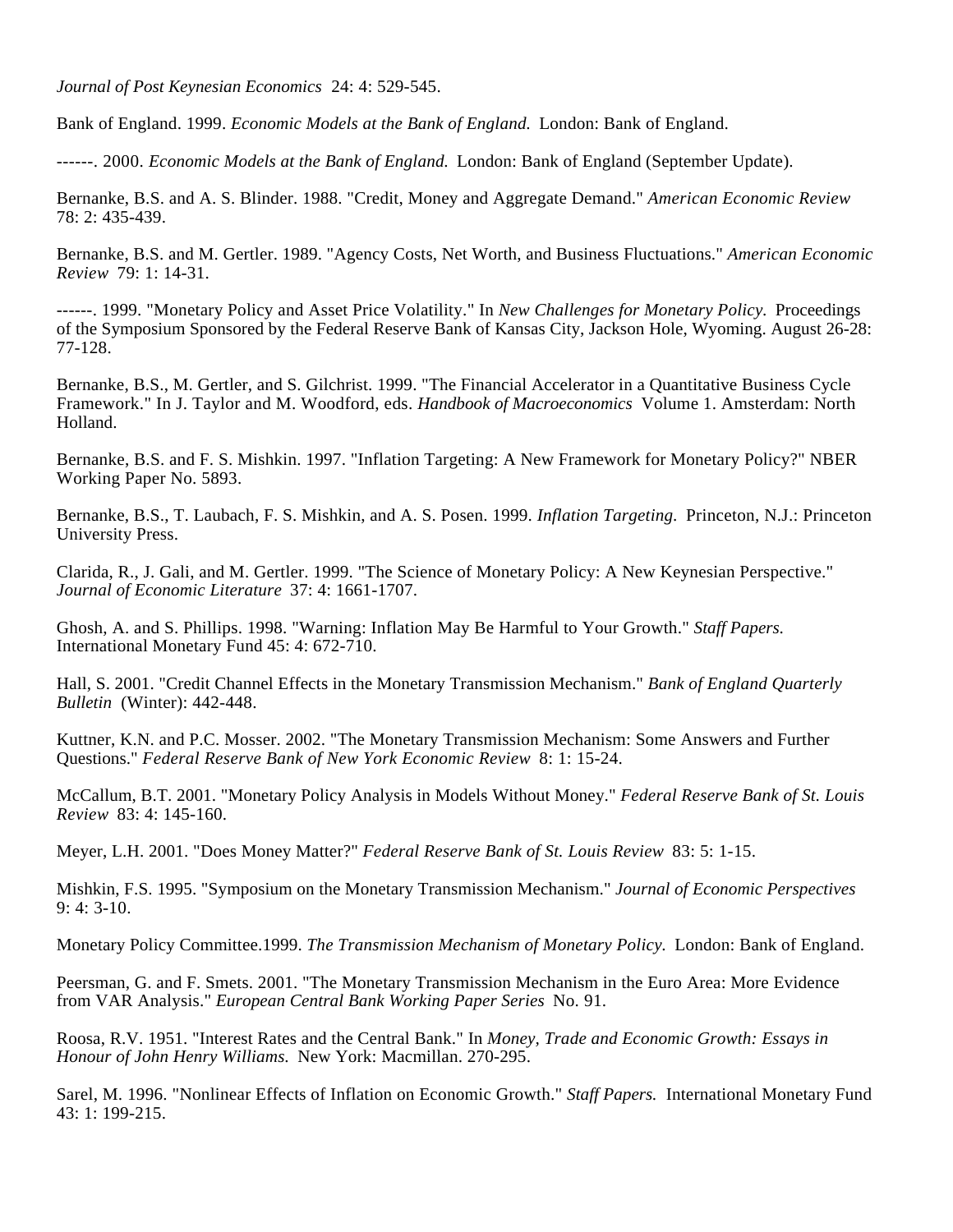*Journal of Post Keynesian Economics* 24: 4: 529-545.

Bank of England. 1999. *Economic Models at the Bank of England.* London: Bank of England.

------. 2000. *Economic Models at the Bank of England.* London: Bank of England (September Update).

Bernanke, B.S. and A. S. Blinder. 1988. "Credit, Money and Aggregate Demand." *American Economic Review* 78: 2: 435-439.

Bernanke, B.S. and M. Gertler. 1989. "Agency Costs, Net Worth, and Business Fluctuations." *American Economic Review* 79: 1: 14-31.

------. 1999. "Monetary Policy and Asset Price Volatility." In *New Challenges for Monetary Policy.* Proceedings of the Symposium Sponsored by the Federal Reserve Bank of Kansas City, Jackson Hole, Wyoming. August 26-28: 77-128.

Bernanke, B.S., M. Gertler, and S. Gilchrist. 1999. "The Financial Accelerator in a Quantitative Business Cycle Framework." In J. Taylor and M. Woodford, eds. *Handbook of Macroeconomics* Volume 1. Amsterdam: North Holland.

Bernanke, B.S. and F. S. Mishkin. 1997. "Inflation Targeting: A New Framework for Monetary Policy?" NBER Working Paper No. 5893.

Bernanke, B.S., T. Laubach, F. S. Mishkin, and A. S. Posen. 1999. *Inflation Targeting.* Princeton, N.J.: Princeton University Press.

Clarida, R., J. Gali, and M. Gertler. 1999. "The Science of Monetary Policy: A New Keynesian Perspective." *Journal of Economic Literature* 37: 4: 1661-1707.

Ghosh, A. and S. Phillips. 1998. "Warning: Inflation May Be Harmful to Your Growth." *Staff Papers.* International Monetary Fund 45: 4: 672-710.

Hall, S. 2001. "Credit Channel Effects in the Monetary Transmission Mechanism." *Bank of England Quarterly Bulletin* (Winter): 442-448.

Kuttner, K.N. and P.C. Mosser. 2002. "The Monetary Transmission Mechanism: Some Answers and Further Questions." *Federal Reserve Bank of New York Economic Review* 8: 1: 15-24.

McCallum, B.T. 2001. "Monetary Policy Analysis in Models Without Money." *Federal Reserve Bank of St. Louis Review* 83: 4: 145-160.

Meyer, L.H. 2001. "Does Money Matter?" *Federal Reserve Bank of St. Louis Review* 83: 5: 1-15.

Mishkin, F.S. 1995. "Symposium on the Monetary Transmission Mechanism." *Journal of Economic Perspectives* 9: 4: 3-10.

Monetary Policy Committee.1999. *The Transmission Mechanism of Monetary Policy.* London: Bank of England.

Peersman, G. and F. Smets. 2001. "The Monetary Transmission Mechanism in the Euro Area: More Evidence from VAR Analysis." *European Central Bank Working Paper Series* No. 91.

Roosa, R.V. 1951. "Interest Rates and the Central Bank." In *Money, Trade and Economic Growth: Essays in Honour of John Henry Williams.* New York: Macmillan. 270-295.

Sarel, M. 1996. "Nonlinear Effects of Inflation on Economic Growth." *Staff Papers.* International Monetary Fund 43: 1: 199-215.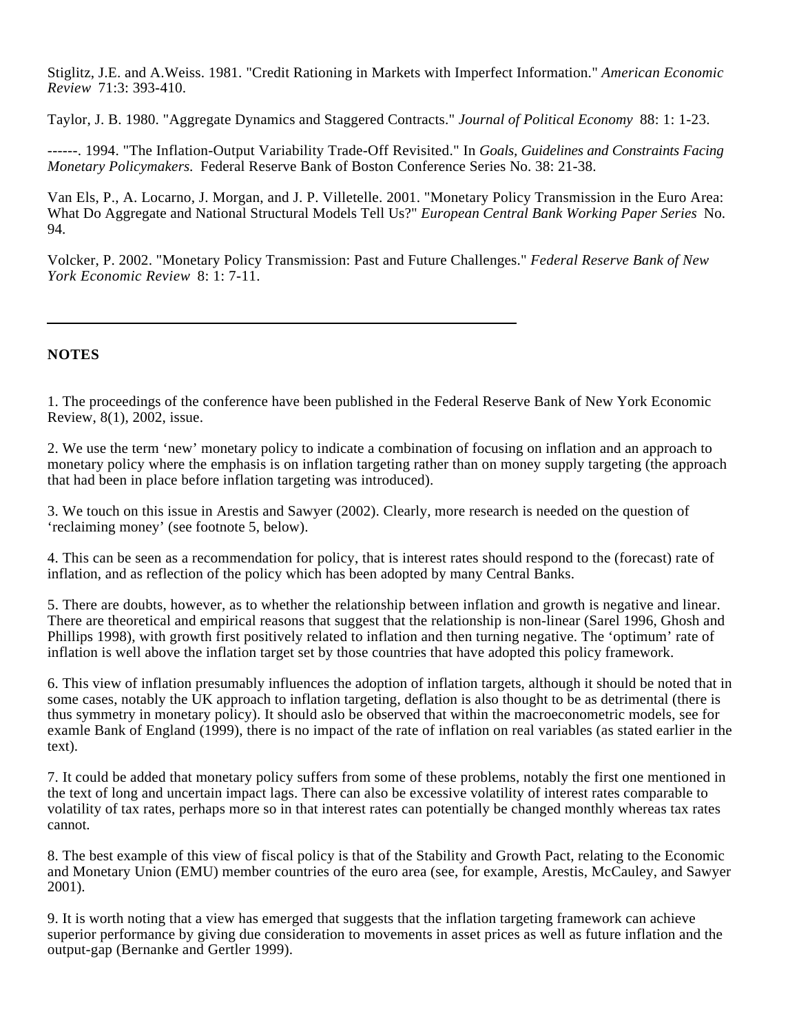Stiglitz, J.E. and A.Weiss. 1981. "Credit Rationing in Markets with Imperfect Information." *American Economic Review* 71:3: 393-410.

Taylor, J. B. 1980. "Aggregate Dynamics and Staggered Contracts." *Journal of Political Economy* 88: 1: 1-23.

------. 1994. "The Inflation-Output Variability Trade-Off Revisited." In *Goals, Guidelines and Constraints Facing Monetary Policymakers.* Federal Reserve Bank of Boston Conference Series No. 38: 21-38.

Van Els, P., A. Locarno, J. Morgan, and J. P. Villetelle. 2001. "Monetary Policy Transmission in the Euro Area: What Do Aggregate and National Structural Models Tell Us?" *European Central Bank Working Paper Series* No. 94.

Volcker, P. 2002. "Monetary Policy Transmission: Past and Future Challenges." *Federal Reserve Bank of New York Economic Review* 8: 1: 7-11.

---

**NOTES**

1. The proceedings of the conference have been published in the Federal Reserve Bank of New York Economic Review, 8(1), 2002, issue.

2. We use the term 'new' monetary policy to indicate a combination of focusing on inflation and an approach to monetary policy where the emphasis is on inflation targeting rather than on money supply targeting (the approach that had been in place before inflation targeting was introduced).

3. We touch on this issue in Arestis and Sawyer (2002). Clearly, more research is needed on the question of 'reclaiming money' (see footnote 5, below).

4. This can be seen as a recommendation for policy, that is interest rates should respond to the (forecast) rate of inflation, and as reflection of the policy which has been adopted by many Central Banks.

5. There are doubts, however, as to whether the relationship between inflation and growth is negative and linear. There are theoretical and empirical reasons that suggest that the relationship is non-linear (Sarel 1996, Ghosh and Phillips 1998), with growth first positively related to inflation and then turning negative. The 'optimum' rate of inflation is well above the inflation target set by those countries that have adopted this policy framework.

6. This view of inflation presumably influences the adoption of inflation targets, although it should be noted that in some cases, notably the UK approach to inflation targeting, deflation is also thought to be as detrimental (there is thus symmetry in monetary policy). It should aslo be observed that within the macroeconometric models, see for examle Bank of England (1999), there is no impact of the rate of inflation on real variables (as stated earlier in the text).

7. It could be added that monetary policy suffers from some of these problems, notably the first one mentioned in the text of long and uncertain impact lags. There can also be excessive volatility of interest rates comparable to volatility of tax rates, perhaps more so in that interest rates can potentially be changed monthly whereas tax rates cannot.

8. The best example of this view of fiscal policy is that of the Stability and Growth Pact, relating to the Economic and Monetary Union (EMU) member countries of the euro area (see, for example, Arestis, McCauley, and Sawyer 2001).

9. It is worth noting that a view has emerged that suggests that the inflation targeting framework can achieve superior performance by giving due consideration to movements in asset prices as well as future inflation and the output-gap (Bernanke and Gertler 1999).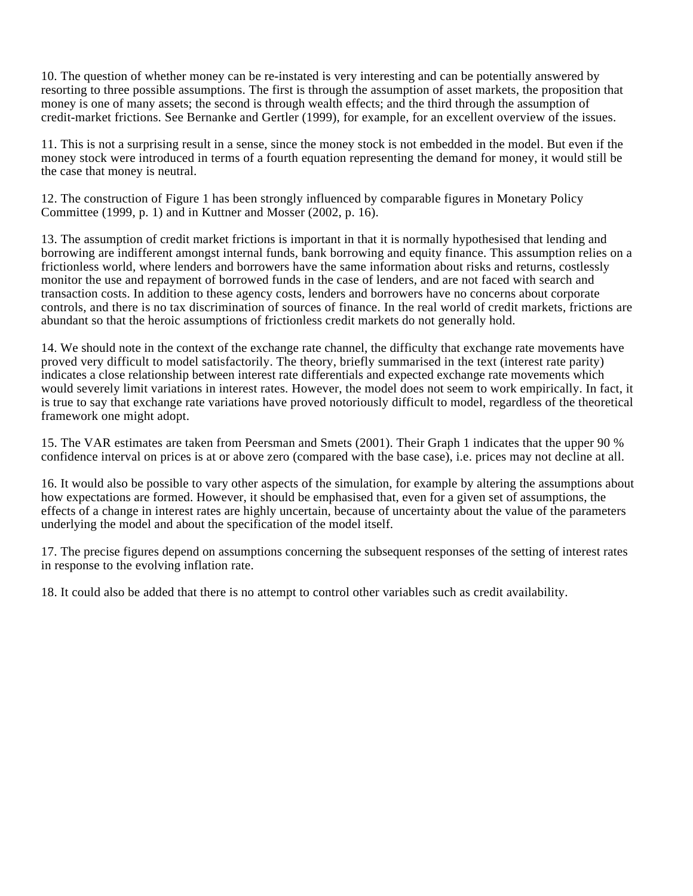10. The question of whether money can be re-instated is very interesting and can be potentially answered by resorting to three possible assumptions. The first is through the assumption of asset markets, the proposition that money is one of many assets; the second is through wealth effects; and the third through the assumption of credit-market frictions. See Bernanke and Gertler (1999), for example, for an excellent overview of the issues.

11. This is not a surprising result in a sense, since the money stock is not embedded in the model. But even if the money stock were introduced in terms of a fourth equation representing the demand for money, it would still be the case that money is neutral.

12. The construction of Figure 1 has been strongly influenced by comparable figures in Monetary Policy Committee (1999, p. 1) and in Kuttner and Mosser (2002, p. 16).

13. The assumption of credit market frictions is important in that it is normally hypothesised that lending and borrowing are indifferent amongst internal funds, bank borrowing and equity finance. This assumption relies on a frictionless world, where lenders and borrowers have the same information about risks and returns, costlessly monitor the use and repayment of borrowed funds in the case of lenders, and are not faced with search and transaction costs. In addition to these agency costs, lenders and borrowers have no concerns about corporate controls, and there is no tax discrimination of sources of finance. In the real world of credit markets, frictions are abundant so that the heroic assumptions of frictionless credit markets do not generally hold.

14. We should note in the context of the exchange rate channel, the difficulty that exchange rate movements have proved very difficult to model satisfactorily. The theory, briefly summarised in the text (interest rate parity) indicates a close relationship between interest rate differentials and expected exchange rate movements which would severely limit variations in interest rates. However, the model does not seem to work empirically. In fact, it is true to say that exchange rate variations have proved notoriously difficult to model, regardless of the theoretical framework one might adopt.

15. The VAR estimates are taken from Peersman and Smets (2001). Their Graph 1 indicates that the upper 90 % confidence interval on prices is at or above zero (compared with the base case), i.e. prices may not decline at all.

16. It would also be possible to vary other aspects of the simulation, for example by altering the assumptions about how expectations are formed. However, it should be emphasised that, even for a given set of assumptions, the effects of a change in interest rates are highly uncertain, because of uncertainty about the value of the parameters underlying the model and about the specification of the model itself.

17. The precise figures depend on assumptions concerning the subsequent responses of the setting of interest rates in response to the evolving inflation rate.

18. It could also be added that there is no attempt to control other variables such as credit availability.